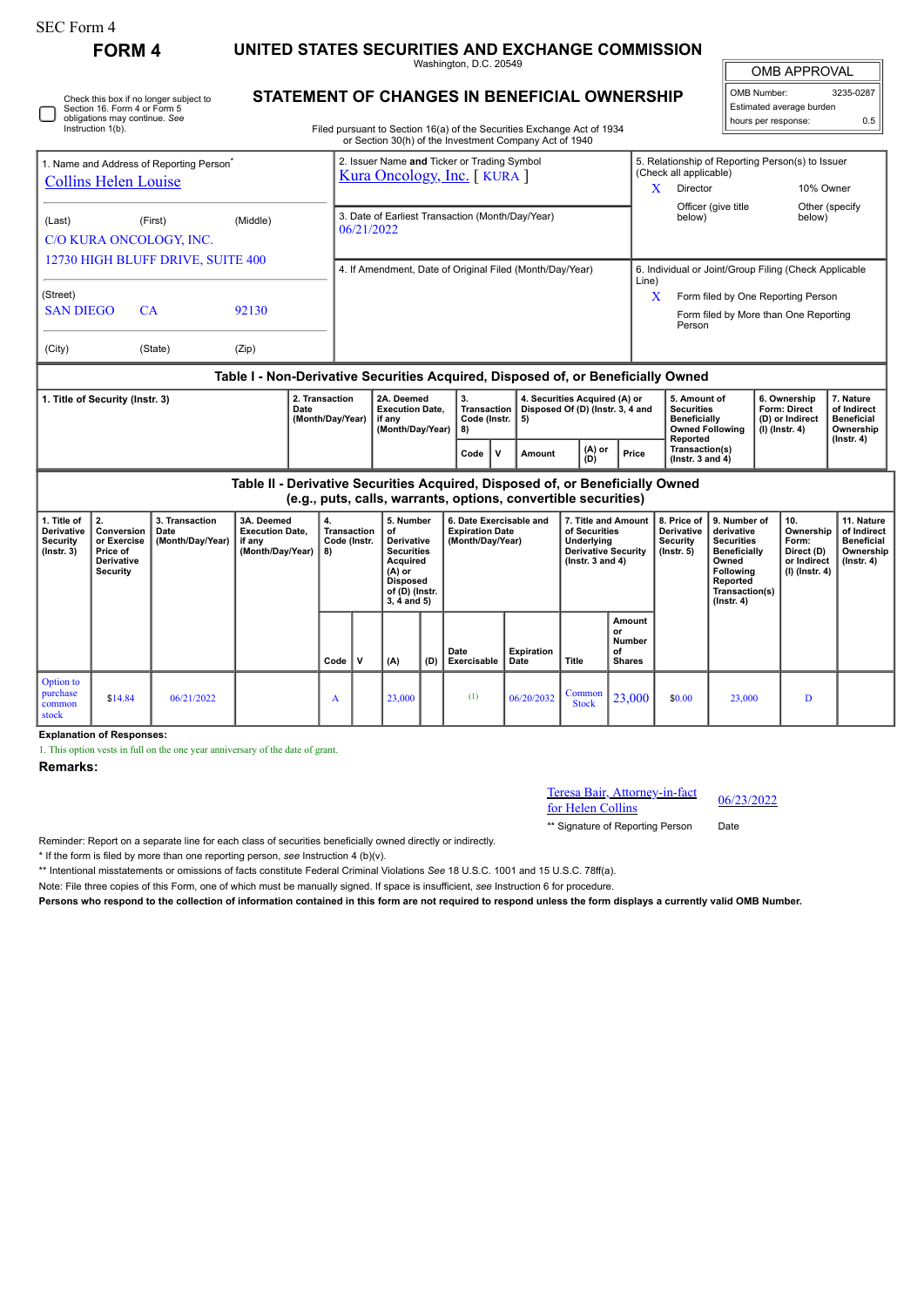SEC Form 4

# FORM 4

# UNITED STATES SECURITIES AND EXCHANGE COMMISSION

Washington, D.C. 20549

## STATEMENT OF CHANGES IN BENEFICIAL OWNERSHIP

Filed pursuant to Section 16(a) of the Securities Exchange Act of 1934 or Section 30(h) of the Investment Company Act of 1940

| OMB APPROVAL | |
|---|---|
| OMB Number: | 3235-0287 |
| Estimated average burden | |
| hours per response: | 0.5 |

☐ Check this box if no longer subject to Section 16. Form 4 or Form 5 obligations may continue. *See* Instruction 1(b).

**1. Name and Address of Reporting Person***

Collins Helen Louise

(Last) (First) (Middle)

C/O KURA ONCOLOGY, INC.

12730 HIGH BLUFF DRIVE, SUITE 400

(Street)

SAN DIEGO CA 92130

(City) (State) (Zip)

**2. Issuer Name and Ticker or Trading Symbol**

Kura Oncology, Inc. [ KURA ]

**3. Date of Earliest Transaction (Month/Day/Year)**

06/21/2022

**4. If Amendment, Date of Original Filed (Month/Day/Year)**

**5. Relationship of Reporting Person(s) to Issuer (Check all applicable)**

X Director

10% Owner

Officer (give title below)

Other (specify below)

**6. Individual or Joint/Group Filing (Check Applicable Line)**

X Form filed by One Reporting Person

Form filed by More than One Reporting Person

### Table I - Non-Derivative Securities Acquired, Disposed of, or Beneficially Owned

| 1. Title of Security (Instr. 3) | 2. Transaction Date (Month/Day/Year) | 2A. Deemed Execution Date, if any (Month/Day/Year) | 3. Transaction Code (Instr. 8) | | 4. Securities Acquired (A) or Disposed Of (D) (Instr. 3, 4 and 5) | | | 5. Amount of Securities Beneficially Owned Following Reported Transaction(s) (Instr. 3 and 4) | 6. Ownership Form: Direct (D) or Indirect (I) (Instr. 4) | 7. Nature of Indirect Beneficial Ownership (Instr. 4) |
|---|---|---|---|---|---|---|---|---|---|---|
| | | | Code | V | Amount | (A) or (D) | Price | | | |

### Table II - Derivative Securities Acquired, Disposed of, or Beneficially Owned (e.g., puts, calls, warrants, options, convertible securities)

| 1. Title of Derivative Security (Instr. 3) | 2. Conversion or Exercise Price of Derivative Security | 3. Transaction Date (Month/Day/Year) | 3A. Deemed Execution Date, if any (Month/Day/Year) | 4. Transaction Code (Instr. 8) | | 5. Number of Derivative Securities Acquired (A) or Disposed of (D) (Instr. 3, 4 and 5) | | 6. Date Exercisable and Expiration Date (Month/Day/Year) | | 7. Title and Amount of Securities Underlying Derivative Security (Instr. 3 and 4) | | 8. Price of Derivative Security (Instr. 5) | 9. Number of derivative Securities Beneficially Owned Following Reported Transaction(s) (Instr. 4) | 10. Ownership Form: Direct (D) or Indirect (I) (Instr. 4) | 11. Nature of Indirect Beneficial Ownership (Instr. 4) |
|---|---|---|---|---|---|---|---|---|---|---|---|---|---|---|---|
| | | | | Code | V | (A) | (D) | Date Exercisable | Expiration Date | Title | Amount or Number of Shares | | | | |
| Option to purchase common stock | $14.84 | 06/21/2022 | | A | | 23,000 | | (1) | 06/20/2032 | Common Stock | 23,000 | $0.00 | 23,000 | D | |

**Explanation of Responses:**

1. This option vests in full on the one year anniversary of the date of grant.

**Remarks:**

Teresa Bair, Attorney-in-fact for Helen Collins — 06/23/2022

** Signature of Reporting Person — Date

Reminder: Report on a separate line for each class of securities beneficially owned directly or indirectly.

* If the form is filed by more than one reporting person, *see* Instruction 4 (b)(v).

** Intentional misstatements or omissions of facts constitute Federal Criminal Violations *See* 18 U.S.C. 1001 and 15 U.S.C. 78ff(a).

Note: File three copies of this Form, one of which must be manually signed. If space is insufficient, *see* Instruction 6 for procedure.

**Persons who respond to the collection of information contained in this form are not required to respond unless the form displays a currently valid OMB Number.**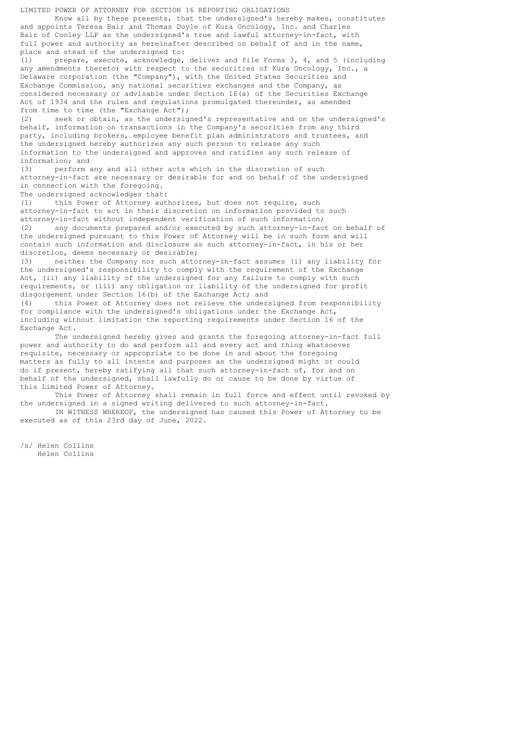# LIMITED POWER OF ATTORNEY FOR SECTION 16 REPORTING OBLIGATIONS

Know all by these presents, that the undersigned's hereby makes, constitutes and appoints Teresa Bair and Thomas Doyle of Kura Oncology, Inc. and Charles Bair of Cooley LLP as the undersigned's true and lawful attorney-in-fact, with full power and authority as hereinafter described on behalf of and in the name, place and stead of the undersigned to:

(1) prepare, execute, acknowledge, deliver and file Forms 3, 4, and 5 (including any amendments thereto) with respect to the securities of Kura Oncology, Inc., a Delaware corporation (the "Company"), with the United States Securities and Exchange Commission, any national securities exchanges and the Company, as considered necessary or advisable under Section 16(a) of the Securities Exchange Act of 1934 and the rules and regulations promulgated thereunder, as amended from time to time (the "Exchange Act");

(2) seek or obtain, as the undersigned's representative and on the undersigned's behalf, information on transactions in the Company's securities from any third party, including brokers, employee benefit plan administrators and trustees, and the undersigned hereby authorizes any such person to release any such information to the undersigned and approves and ratifies any such release of information; and

(3) perform any and all other acts which in the discretion of such attorney-in-fact are necessary or desirable for and on behalf of the undersigned in connection with the foregoing.

The undersigned acknowledges that:

(1) this Power of Attorney authorizes, but does not require, such attorney-in-fact to act in their discretion on information provided to such attorney-in-fact without independent verification of such information;

(2) any documents prepared and/or executed by such attorney-in-fact on behalf of the undersigned pursuant to this Power of Attorney will be in such form and will contain such information and disclosure as such attorney-in-fact, in his or her discretion, deems necessary or desirable;

(3) neither the Company nor such attorney-in-fact assumes (i) any liability for the undersigned's responsibility to comply with the requirement of the Exchange Act, (ii) any liability of the undersigned for any failure to comply with such requirements, or (iii) any obligation or liability of the undersigned for profit disgorgement under Section 16(b) of the Exchange Act; and

(4) this Power of Attorney does not relieve the undersigned from responsibility for compliance with the undersigned's obligations under the Exchange Act, including without limitation the reporting requirements under Section 16 of the Exchange Act.

The undersigned hereby gives and grants the foregoing attorney-in-fact full power and authority to do and perform all and every act and thing whatsoever requisite, necessary or appropriate to be done in and about the foregoing matters as fully to all intents and purposes as the undersigned might or could do if present, hereby ratifying all that such attorney-in-fact of, for and on behalf of the undersigned, shall lawfully do or cause to be done by virtue of this Limited Power of Attorney.

This Power of Attorney shall remain in full force and effect until revoked by the undersigned in a signed writing delivered to such attorney-in-fact.

IN WITNESS WHEREOF, the undersigned has caused this Power of Attorney to be executed as of this 23rd day of June, 2022.

/s/ Helen Collins
Helen Collins